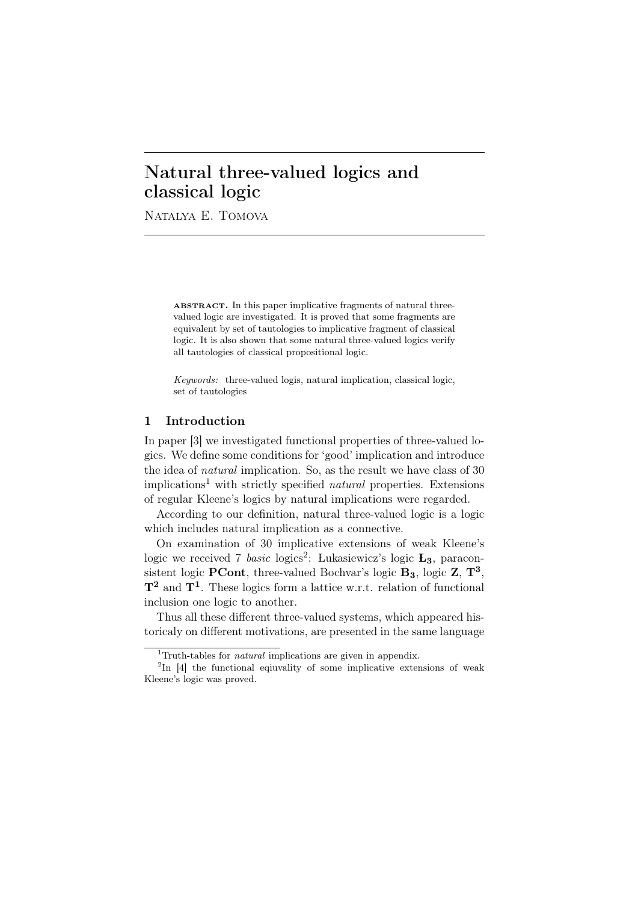# Natural three-valued logics and classical logic

Natalya E. Tomova

**abstract.** In this paper implicative fragments of natural three-valued logic are investigated. It is proved that some fragments are equivalent by set of tautologies to implicative fragment of classical logic. It is also shown that some natural three-valued logics verify all tautologies of classical propositional logic.

*Keywords:* three-valued logis, natural implication, classical logic, set of tautologies

## 1 Introduction

In paper [3] we investigated functional properties of three-valued logics. We define some conditions for 'good' implication and introduce the idea of *natural* implication. So, as the result we have class of 30 implications[1] with strictly specified *natural* properties. Extensions of regular Kleene's logics by natural implications were regarded.

According to our definition, natural three-valued logic is a logic which includes natural implication as a connective.

On examination of 30 implicative extensions of weak Kleene's logic we received 7 *basic* logics[2]: Łukasiewicz's logic $\mathbf{Ł_3}$, paraconsistent logic **PCont**, three-valued Bochvar's logic $\mathbf{B_3}$, logic **Z**, $\mathbf{T^3}$, $\mathbf{T^2}$ and $\mathbf{T^1}$. These logics form a lattice w.r.t. relation of functional inclusion one logic to another.

Thus all these different three-valued systems, which appeared historicaly on different motivations, are presented in the same language

[1] Truth-tables for *natural* implications are given in appendix.

[2] In [4] the functional eqiuvality of some implicative extensions of weak Kleene's logic was proved.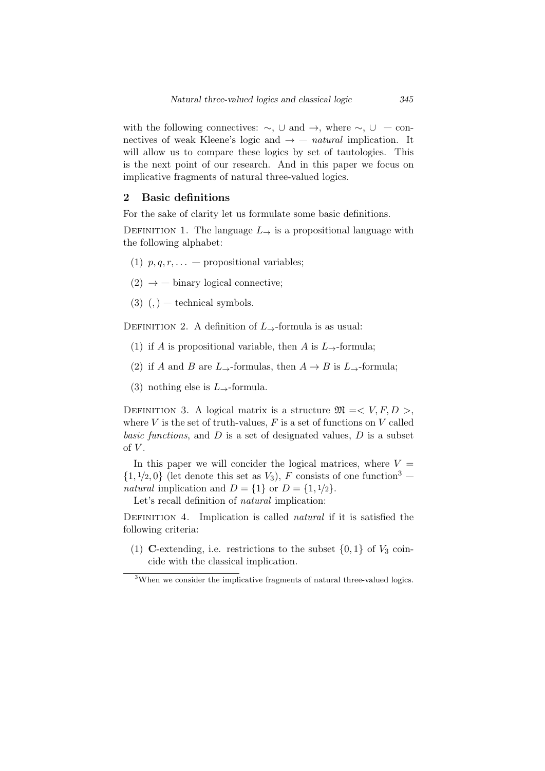with the following connectives: $\sim$, $\cup$ and $\to$, where $\sim$, $\cup$ — connectives of weak Kleene's logic and $\to$ — *natural* implication. It will allow us to compare these logics by set of tautologies. This is the next point of our research. And in this paper we focus on implicative fragments of natural three-valued logics.

## 2 Basic definitions

For the sake of clarity let us formulate some basic definitions.

Definition 1. The language $L_{\to}$ is a propositional language with the following alphabet:

(1) $p, q, r, \ldots$ — propositional variables;

(2) $\to$ — binary logical connective;

(3) $(,)$ — technical symbols.

Definition 2. A definition of $L_{\to}$-formula is as usual:

(1) if $A$ is propositional variable, then $A$ is $L_{\to}$-formula;

(2) if $A$ and $B$ are $L_{\to}$-formulas, then $A \to B$ is $L_{\to}$-formula;

(3) nothing else is $L_{\to}$-formula.

Definition 3. A logical matrix is a structure $\mathfrak{M} = < V, F, D >$, where $V$ is the set of truth-values, $F$ is a set of functions on $V$ called *basic functions*, and $D$ is a set of designated values, $D$ is a subset of $V$.

In this paper we will concider the logical matrices, where $V = \{1, 1/2, 0\}$ (let denote this set as $V_3$), $F$ consists of one function[3] — *natural* implication and $D = \{1\}$ or $D = \{1, 1/2\}$.

Let's recall definition of *natural* implication:

Definition 4. Implication is called *natural* if it is satisfied the following criteria:

(1) **C**-extending, i.e. restrictions to the subset $\{0, 1\}$ of $V_3$ coincide with the classical implication.

[3]When we consider the implicative fragments of natural three-valued logics.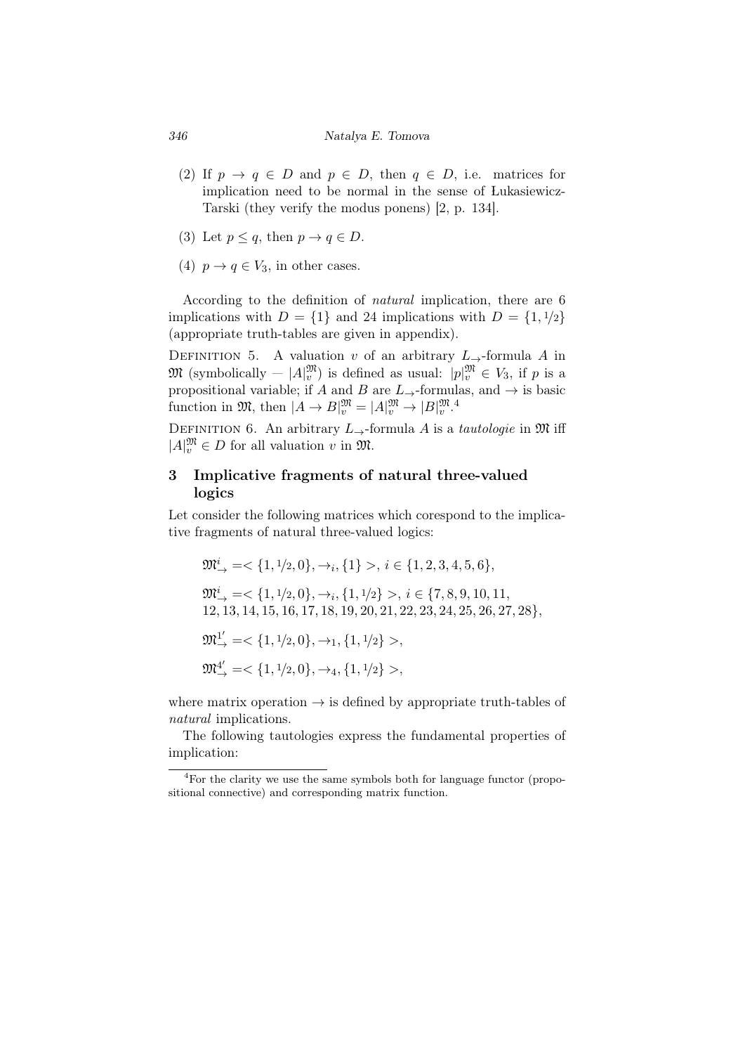(2) If $p \to q \in D$ and $p \in D$, then $q \in D$, i.e. matrices for implication need to be normal in the sense of Łukasiewicz-Tarski (they verify the modus ponens) [2, p. 134].

(3) Let $p \leq q$, then $p \to q \in D$.

(4) $p \to q \in V_3$, in other cases.

According to the definition of *natural* implication, there are 6 implications with $D = \{1\}$ and 24 implications with $D = \{1, 1/2\}$ (appropriate truth-tables are given in appendix).

Definition 5. A valuation $v$ of an arbitrary $L_{\to}$-formula $A$ in $\mathfrak{M}$ (symbolically — $|A|_v^{\mathfrak{M}}$) is defined as usual: $|p|_v^{\mathfrak{M}} \in V_3$, if $p$ is a propositional variable; if $A$ and $B$ are $L_{\to}$-formulas, and $\to$ is basic function in $\mathfrak{M}$, then $|A \to B|_v^{\mathfrak{M}} = |A|_v^{\mathfrak{M}} \to |B|_v^{\mathfrak{M}}$.[4]

Definition 6. An arbitrary $L_{\to}$-formula $A$ is a *tautologie* in $\mathfrak{M}$ iff $|A|_v^{\mathfrak{M}} \in D$ for all valuation $v$ in $\mathfrak{M}$.

## 3 Implicative fragments of natural three-valued logics

Let consider the following matrices which corespond to the implicative fragments of natural three-valued logics:

$\mathfrak{M}^i_{\to} =< \{1, 1/2, 0\}, \to_i, \{1\} >$, $i \in \{1, 2, 3, 4, 5, 6\}$,

$\mathfrak{M}^i_{\to} =< \{1, 1/2, 0\}, \to_i, \{1, 1/2\} >$, $i \in \{7, 8, 9, 10, 11, 12, 13, 14, 15, 16, 17, 18, 19, 20, 21, 22, 23, 24, 25, 26, 27, 28\}$,

$\mathfrak{M}^{1'}_{\to} =< \{1, 1/2, 0\}, \to_1, \{1, 1/2\} >$,

$\mathfrak{M}^{4'}_{\to} =< \{1, 1/2, 0\}, \to_4, \{1, 1/2\} >$,

where matrix operation $\to$ is defined by appropriate truth-tables of *natural* implications.

The following tautologies express the fundamental properties of implication:

[4] For the clarity we use the same symbols both for language functor (propositional connective) and corresponding matrix function.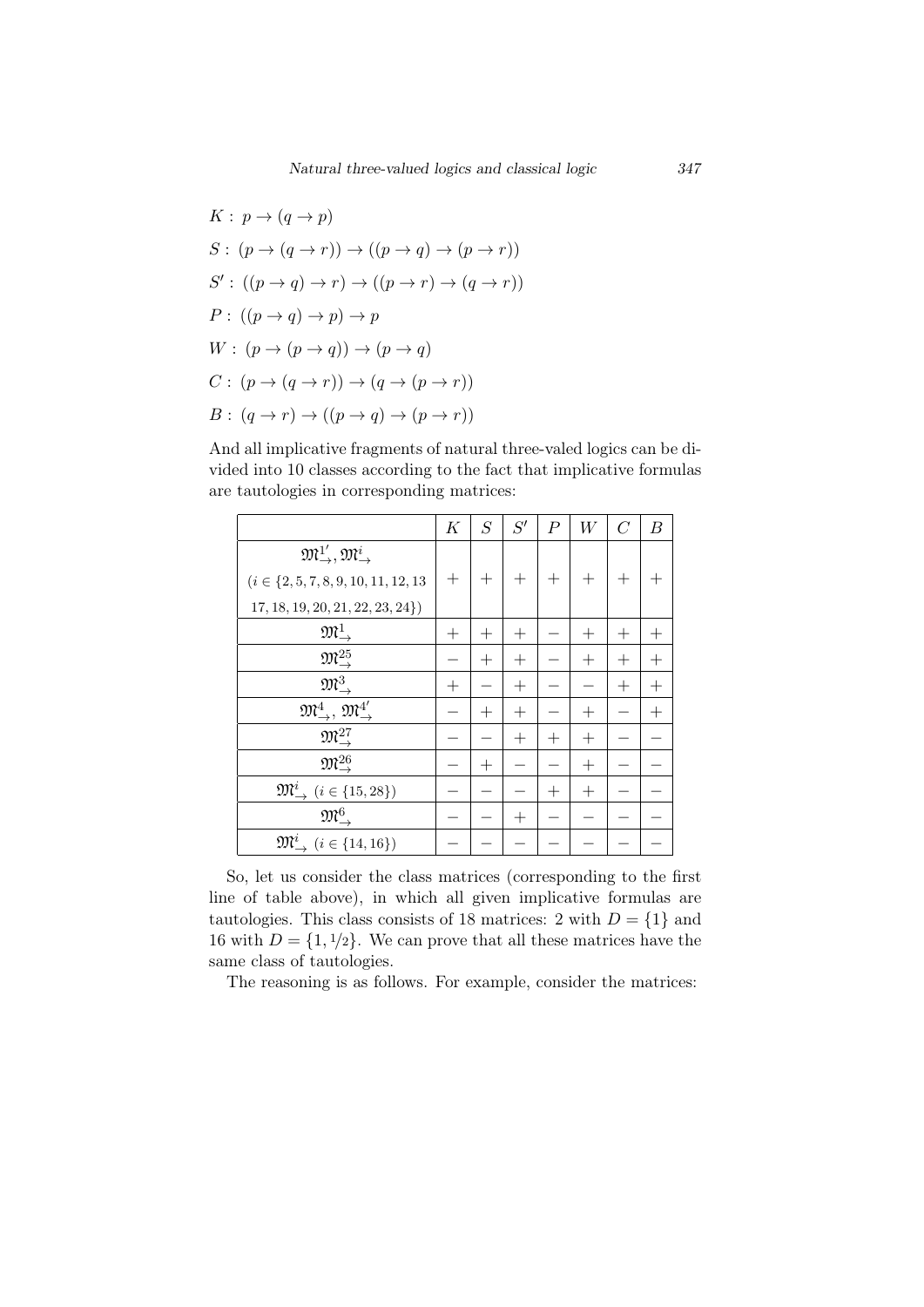$K: p \to (q \to p)$

$S: (p \to (q \to r)) \to ((p \to q) \to (p \to r))$

$S': ((p \to q) \to r) \to ((p \to r) \to (q \to r))$

$P: ((p \to q) \to p) \to p$

$W: (p \to (p \to q)) \to (p \to q)$

$C: (p \to (q \to r)) \to (q \to (p \to r))$

$B: (q \to r) \to ((p \to q) \to (p \to r))$

And all implicative fragments of natural three-valed logics can be divided into 10 classes according to the fact that implicative formulas are tautologies in corresponding matrices:

| | $K$ | $S$ | $S'$ | $P$ | $W$ | $C$ | $B$ |
|---|---|---|---|---|---|---|---|
| $\mathfrak{M}^{1'}_{\to}, \mathfrak{M}^{i}_{\to}$ ($i \in \{2, 5, 7, 8, 9, 10, 11, 12, 13$ $17, 18, 19, 20, 21, 22, 23, 24\}$) | $+$ | $+$ | $+$ | $+$ | $+$ | $+$ | $+$ |
| $\mathfrak{M}^{1}_{\to}$ | $+$ | $+$ | $+$ | $-$ | $+$ | $+$ | $+$ |
| $\mathfrak{M}^{25}_{\to}$ | $-$ | $+$ | $+$ | $-$ | $+$ | $+$ | $+$ |
| $\mathfrak{M}^{3}_{\to}$ | $+$ | $-$ | $+$ | $-$ | $-$ | $+$ | $+$ |
| $\mathfrak{M}^{4}_{\to}, \mathfrak{M}^{4'}_{\to}$ | $-$ | $+$ | $+$ | $-$ | $+$ | $-$ | $+$ |
| $\mathfrak{M}^{27}_{\to}$ | $-$ | $-$ | $+$ | $+$ | $+$ | $-$ | $-$ |
| $\mathfrak{M}^{26}_{\to}$ | $-$ | $+$ | $-$ | $-$ | $+$ | $-$ | $-$ |
| $\mathfrak{M}^{i}_{\to}$ ($i \in \{15, 28\}$) | $-$ | $-$ | $-$ | $+$ | $+$ | $-$ | $-$ |
| $\mathfrak{M}^{6}_{\to}$ | $-$ | $-$ | $+$ | $-$ | $-$ | $-$ | $-$ |
| $\mathfrak{M}^{i}_{\to}$ ($i \in \{14, 16\}$) | $-$ | $-$ | $-$ | $-$ | $-$ | $-$ | $-$ |

So, let us consider the class matrices (corresponding to the first line of table above), in which all given implicative formulas are tautologies. This class consists of 18 matrices: 2 with $D = \{1\}$ and 16 with $D = \{1, 1/2\}$. We can prove that all these matrices have the same class of tautologies.

The reasoning is as follows. For example, consider the matrices: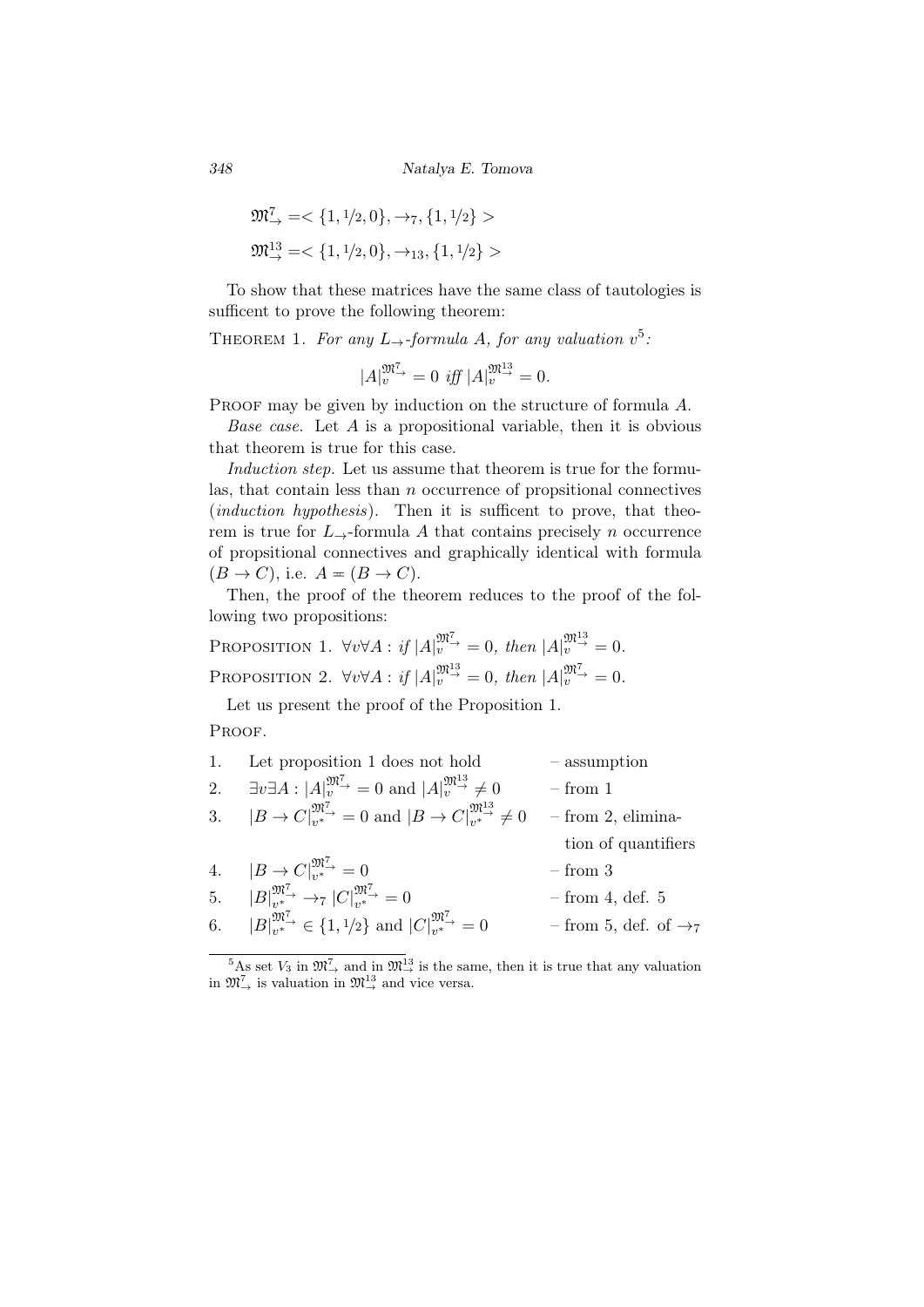$$\mathfrak{M}^7_{\rightarrow} =< \{1, 1/2, 0\}, \rightarrow_7, \{1, 1/2\} >$$

$$\mathfrak{M}^{13}_{\rightarrow} =< \{1, 1/2, 0\}, \rightarrow_{13}, \{1, 1/2\} >$$

To show that these matrices have the same class of tautologies is sufficent to prove the following theorem:

THEOREM 1. *For any $L_{\rightarrow}$-formula $A$, for any valuation $v$*[5]*:*

$$|A|^{\mathfrak{M}^7_{\rightarrow}}_v = 0 \text{ iff } |A|^{\mathfrak{M}^{13}_{\rightarrow}}_v = 0.$$

PROOF may be given by induction on the structure of formula $A$.

*Base case.* Let $A$ is a propositional variable, then it is obvious that theorem is true for this case.

*Induction step.* Let us assume that theorem is true for the formulas, that contain less than $n$ occurrence of propsitional connectives (*induction hypothesis*). Then it is sufficent to prove, that theorem is true for $L_{\rightarrow}$-formula $A$ that contains precisely $n$ occurrence of propsitional connectives and graphically identical with formula $(B \rightarrow C)$, i.e. $A \doteq (B \rightarrow C)$.

Then, the proof of the theorem reduces to the proof of the following two propositions:

PROPOSITION 1. $\forall v \forall A$ *: if* $|A|^{\mathfrak{M}^7_{\rightarrow}}_v = 0$*, then* $|A|^{\mathfrak{M}^{13}_{\rightarrow}}_v = 0$.

PROPOSITION 2. $\forall v \forall A$ *: if* $|A|^{\mathfrak{M}^{13}_{\rightarrow}}_v = 0$*, then* $|A|^{\mathfrak{M}^7_{\rightarrow}}_v = 0$.

Let us present the proof of the Proposition 1.

PROOF.

| | | |
|---|---|---|
| 1. | Let proposition 1 does not hold | – assumption |
| 2. | $\exists v \exists A : |A|^{\mathfrak{M}^7_{\rightarrow}}_v = 0$ and $|A|^{\mathfrak{M}^{13}_{\rightarrow}}_v \neq 0$ | – from 1 |
| 3. | $|B \rightarrow C|^{\mathfrak{M}^7_{\rightarrow}}_{v^*} = 0$ and $|B \rightarrow C|^{\mathfrak{M}^{13}_{\rightarrow}}_{v^*} \neq 0$ | – from 2, elimination of quantifiers |
| 4. | $|B \rightarrow C|^{\mathfrak{M}^7_{\rightarrow}}_{v^*} = 0$ | – from 3 |
| 5. | $|B|^{\mathfrak{M}^7_{\rightarrow}}_{v^*} \rightarrow_7 |C|^{\mathfrak{M}^7_{\rightarrow}}_{v^*} = 0$ | – from 4, def. 5 |
| 6. | $|B|^{\mathfrak{M}^7_{\rightarrow}}_{v^*} \in \{1, 1/2\}$ and $|C|^{\mathfrak{M}^7_{\rightarrow}}_{v^*} = 0$ | – from 5, def. of $\rightarrow_7$ |

[5] As set $V_3$ in $\mathfrak{M}^7_{\rightarrow}$ and in $\mathfrak{M}^{13}_{\rightarrow}$ is the same, then it is true that any valuation in $\mathfrak{M}^7_{\rightarrow}$ is valuation in $\mathfrak{M}^{13}_{\rightarrow}$ and vice versa.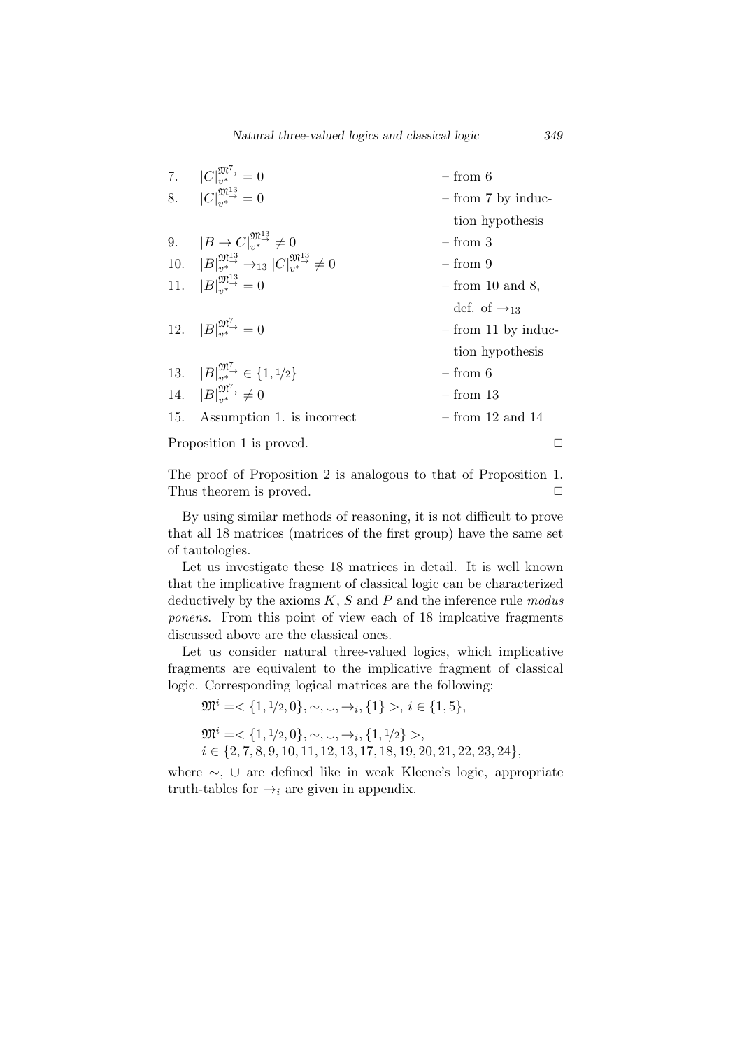| | | |
|---|---|---|
| 7. | $\lvert C\rvert_{v^*}^{\mathfrak{M}^7_\rightarrow} = 0$ | – from 6 |
| 8. | $\lvert C\rvert_{v^*}^{\mathfrak{M}^{13}_\rightarrow} = 0$ | – from 7 by induction hypothesis |
| 9. | $\lvert B \rightarrow C\rvert_{v^*}^{\mathfrak{M}^{13}_\rightarrow} \neq 0$ | – from 3 |
| 10. | $\lvert B\rvert_{v^*}^{\mathfrak{M}^{13}_\rightarrow} \rightarrow_{13} \lvert C\rvert_{v^*}^{\mathfrak{M}^{13}_\rightarrow} \neq 0$ | – from 9 |
| 11. | $\lvert B\rvert_{v^*}^{\mathfrak{M}^{13}_\rightarrow} = 0$ | – from 10 and 8, def. of $\rightarrow_{13}$ |
| 12. | $\lvert B\rvert_{v^*}^{\mathfrak{M}^7_\rightarrow} = 0$ | – from 11 by induction hypothesis |
| 13. | $\lvert B\rvert_{v^*}^{\mathfrak{M}^7_\rightarrow} \in \{1, 1/2\}$ | – from 6 |
| 14. | $\lvert B\rvert_{v^*}^{\mathfrak{M}^7_\rightarrow} \neq 0$ | – from 13 |
| 15. | Assumption 1. is incorrect | – from 12 and 14 |

Proposition 1 is proved. □

The proof of Proposition 2 is analogous to that of Proposition 1. Thus theorem is proved. □

By using similar methods of reasoning, it is not difficult to prove that all 18 matrices (matrices of the first group) have the same set of tautologies.

Let us investigate these 18 matrices in detail. It is well known that the implicative fragment of classical logic can be characterized deductively by the axioms $K$, $S$ and $P$ and the inference rule *modus ponens*. From this point of view each of 18 implcative fragments discussed above are the classical ones.

Let us consider natural three-valued logics, which implicative fragments are equivalent to the implicative fragment of classical logic. Corresponding logical matrices are the following:

$\mathfrak{M}^i = < \{1, 1/2, 0\}, \sim, \cup, \rightarrow_i, \{1\} >$, $i \in \{1, 5\}$,

$\mathfrak{M}^i = < \{1, 1/2, 0\}, \sim, \cup, \rightarrow_i, \{1, 1/2\} >$,
$i \in \{2, 7, 8, 9, 10, 11, 12, 13, 17, 18, 19, 20, 21, 22, 23, 24\}$,

where $\sim$, $\cup$ are defined like in weak Kleene's logic, appropriate truth-tables for $\rightarrow_i$ are given in appendix.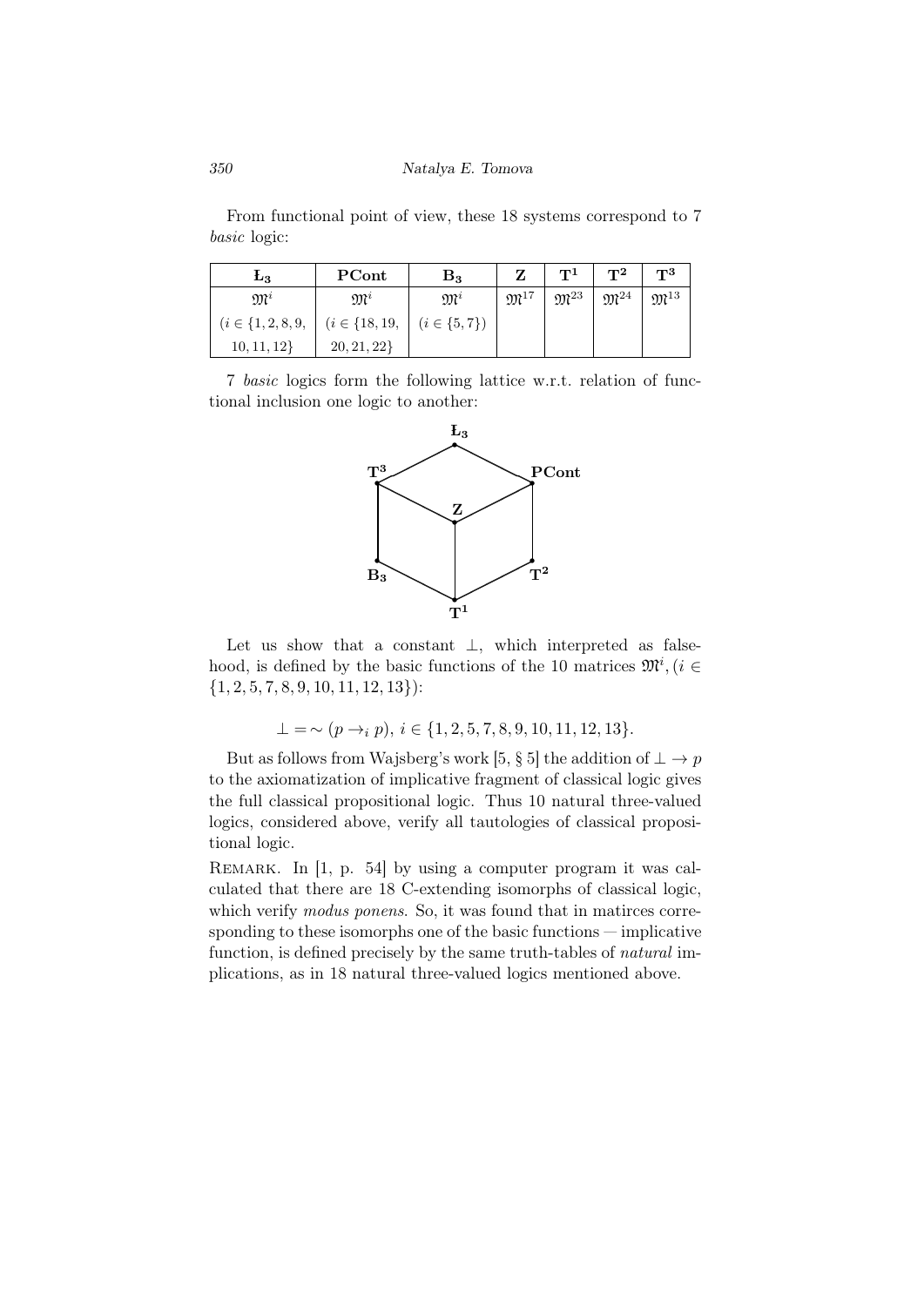From functional point of view, these 18 systems correspond to 7 *basic* logic:

| $\mathbf{Ł_3}$ | **PCont** | $\mathbf{B_3}$ | **Z** | $\mathbf{T^1}$ | $\mathbf{T^2}$ | $\mathbf{T^3}$ |
|---|---|---|---|---|---|---|
| $\mathfrak{M}^i$ | $\mathfrak{M}^i$ | $\mathfrak{M}^i$ | $\mathfrak{M}^{17}$ | $\mathfrak{M}^{23}$ | $\mathfrak{M}^{24}$ | $\mathfrak{M}^{13}$ |
| $(i \in \{1, 2, 8, 9,$ $10, 11, 12\}$ | $(i \in \{18, 19,$ $20, 21, 22\}$ | $(i \in \{5, 7\})$ | | | | |

7 *basic* logics form the following lattice w.r.t. relation of functional inclusion one logic to another:

Let us show that a constant $\perp$, which interpreted as falsehood, is defined by the basic functions of the 10 matrices $\mathfrak{M}^i, (i \in \{1, 2, 5, 7, 8, 9, 10, 11, 12, 13\})$:

$$\perp = \sim (p \to_i p),\ i \in \{1, 2, 5, 7, 8, 9, 10, 11, 12, 13\}.$$

But as follows from Wajsberg's work [5, § 5] the addition of $\perp \to p$ to the axiomatization of implicative fragment of classical logic gives the full classical propositional logic. Thus 10 natural three-valued logics, considered above, verify all tautologies of classical propositional logic.

Remark. In [1, p. 54] by using a computer program it was calculated that there are 18 C-extending isomorphs of classical logic, which verify *modus ponens*. So, it was found that in matirces corresponding to these isomorphs one of the basic functions — implicative function, is defined precisely by the same truth-tables of *natural* implications, as in 18 natural three-valued logics mentioned above.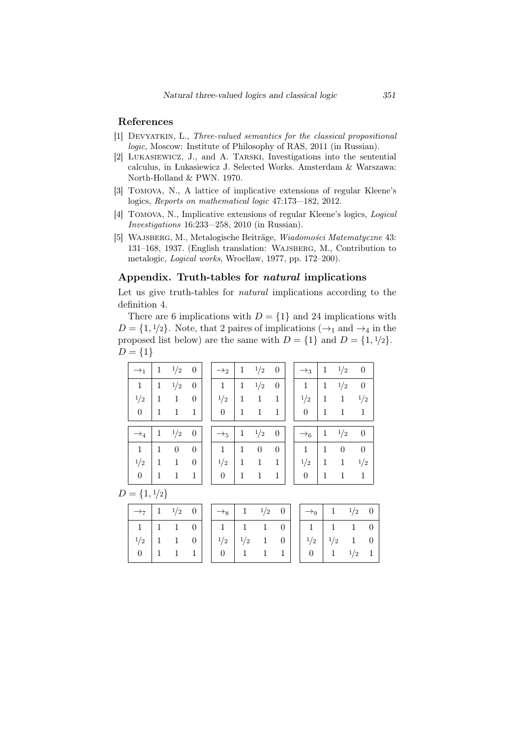## References

[1] Devyatkin, L., *Three-valued semantics for the classical propositional logic*, Moscow: Institute of Philosophy of RAS, 2011 (in Russian).

[2] Łukasiewicz, J., and A. Tarski, Investigations into the sentential calculus, in Łukasiewicz J. Selected Works. Amsterdam & Warszawa: North-Holland & PWN. 1970.

[3] Tomova, N., A lattice of implicative extensions of regular Kleene's logics, *Reports on mathematical logic* 47:173—182, 2012.

[4] Tomova, N., Implicative extensions of regular Kleene's logics, *Logical Investigations* 16:233—258, 2010 (in Russian).

[5] Wajsberg, M., Metalogische Beiträge, *Wiadomości Matematyczne* 43: 131–168, 1937. (English translation: Wajsberg, M., Contribution to metalogic, *Logical works*, Wrocław, 1977, pp. 172–200).

## Appendix. Truth-tables for *natural* implications

Let us give truth-tables for *natural* implications according to the definition 4.

There are 6 implications with $D = \{1\}$ and 24 implications with $D = \{1, 1/2\}$. Note, that 2 paires of implications ($\rightarrow_1$ and $\rightarrow_4$ in the proposed list below) are the same with $D = \{1\}$ and $D = \{1, 1/2\}$.

$D = \{1\}$

| $\rightarrow_1$ | 1 | 1/2 | 0 |
|---|---|---|---|
| 1 | 1 | 1/2 | 0 |
| 1/2 | 1 | 1 | 0 |
| 0 | 1 | 1 | 1 |

| $\rightarrow_2$ | 1 | 1/2 | 0 |
|---|---|---|---|
| 1 | 1 | 1/2 | 0 |
| 1/2 | 1 | 1 | 1 |
| 0 | 1 | 1 | 1 |

| $\rightarrow_3$ | 1 | 1/2 | 0 |
|---|---|---|---|
| 1 | 1 | 1/2 | 0 |
| 1/2 | 1 | 1 | 1/2 |
| 0 | 1 | 1 | 1 |

| $\rightarrow_4$ | 1 | 1/2 | 0 |
|---|---|---|---|
| 1 | 1 | 0 | 0 |
| 1/2 | 1 | 1 | 0 |
| 0 | 1 | 1 | 1 |

| $\rightarrow_5$ | 1 | 1/2 | 0 |
|---|---|---|---|
| 1 | 1 | 0 | 0 |
| 1/2 | 1 | 1 | 1 |
| 0 | 1 | 1 | 1 |

| $\rightarrow_6$ | 1 | 1/2 | 0 |
|---|---|---|---|
| 1 | 1 | 0 | 0 |
| 1/2 | 1 | 1 | 1/2 |
| 0 | 1 | 1 | 1 |

$D = \{1, 1/2\}$

| $\rightarrow_7$ | 1 | 1/2 | 0 |
|---|---|---|---|
| 1 | 1 | 1 | 0 |
| 1/2 | 1 | 1 | 0 |
| 0 | 1 | 1 | 1 |

| $\rightarrow_8$ | 1 | 1/2 | 0 |
|---|---|---|---|
| 1 | 1 | 1 | 0 |
| 1/2 | 1/2 | 1 | 0 |
| 0 | 1 | 1 | 1 |

| $\rightarrow_9$ | 1 | 1/2 | 0 |
|---|---|---|---|
| 1 | 1 | 1 | 0 |
| 1/2 | 1/2 | 1 | 0 |
| 0 | 1 | 1/2 | 1 |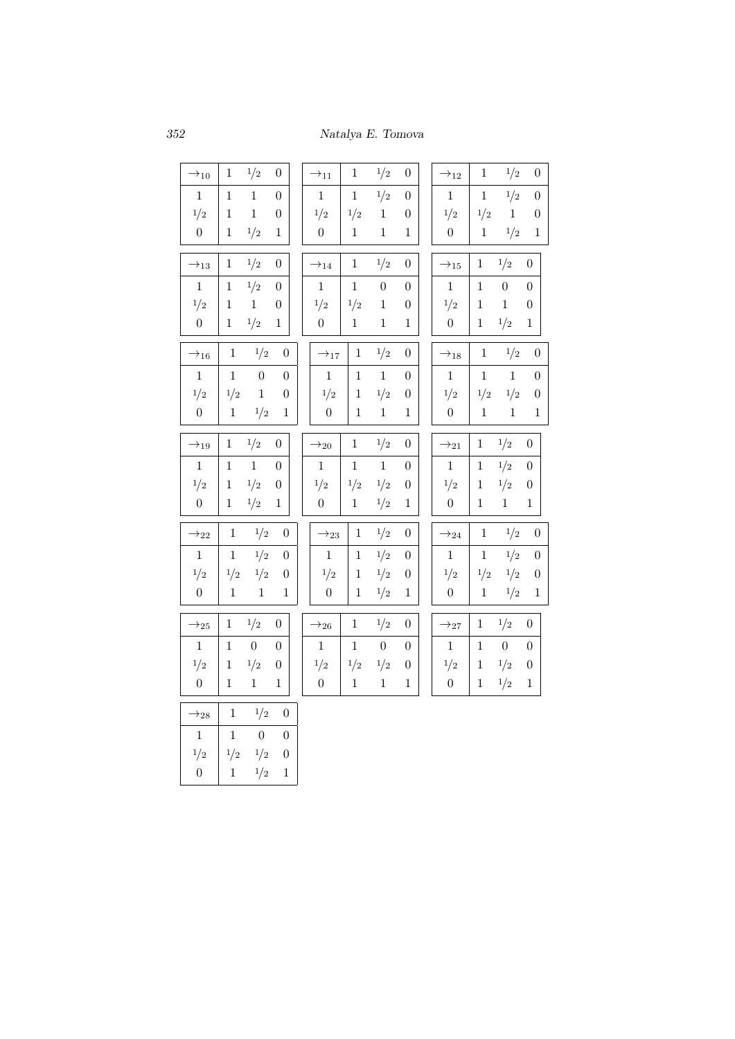| $\to_{10}$ | 1 | $1/2$ | 0 |
|---|---|---|---|
| 1 | 1 | 1 | 0 |
| $1/2$ | 1 | 1 | 0 |
| 0 | 1 | $1/2$ | 1 |

| $\to_{11}$ | 1 | $1/2$ | 0 |
|---|---|---|---|
| 1 | 1 | $1/2$ | 0 |
| $1/2$ | $1/2$ | 1 | 0 |
| 0 | 1 | 1 | 1 |

| $\to_{12}$ | 1 | $1/2$ | 0 |
|---|---|---|---|
| 1 | 1 | $1/2$ | 0 |
| $1/2$ | $1/2$ | 1 | 0 |
| 0 | 1 | $1/2$ | 1 |

| $\to_{13}$ | 1 | $1/2$ | 0 |
|---|---|---|---|
| 1 | 1 | $1/2$ | 0 |
| $1/2$ | 1 | 1 | 0 |
| 0 | 1 | $1/2$ | 1 |

| $\to_{14}$ | 1 | $1/2$ | 0 |
|---|---|---|---|
| 1 | 1 | 0 | 0 |
| $1/2$ | $1/2$ | 1 | 0 |
| 0 | 1 | 1 | 1 |

| $\to_{15}$ | 1 | $1/2$ | 0 |
|---|---|---|---|
| 1 | 1 | 0 | 0 |
| $1/2$ | 1 | 1 | 0 |
| 0 | 1 | $1/2$ | 1 |

| $\to_{16}$ | 1 | $1/2$ | 0 |
|---|---|---|---|
| 1 | 1 | 0 | 0 |
| $1/2$ | $1/2$ | 1 | 0 |
| 0 | 1 | $1/2$ | 1 |

| $\to_{17}$ | 1 | $1/2$ | 0 |
|---|---|---|---|
| 1 | 1 | 1 | 0 |
| $1/2$ | 1 | $1/2$ | 0 |
| 0 | 1 | 1 | 1 |

| $\to_{18}$ | 1 | $1/2$ | 0 |
|---|---|---|---|
| 1 | 1 | 1 | 0 |
| $1/2$ | $1/2$ | $1/2$ | 0 |
| 0 | 1 | 1 | 1 |

| $\to_{19}$ | 1 | $1/2$ | 0 |
|---|---|---|---|
| 1 | 1 | 1 | 0 |
| $1/2$ | 1 | $1/2$ | 0 |
| 0 | 1 | $1/2$ | 1 |

| $\to_{20}$ | 1 | $1/2$ | 0 |
|---|---|---|---|
| 1 | 1 | 1 | 0 |
| $1/2$ | $1/2$ | $1/2$ | 0 |
| 0 | 1 | $1/2$ | 1 |

| $\to_{21}$ | 1 | $1/2$ | 0 |
|---|---|---|---|
| 1 | 1 | $1/2$ | 0 |
| $1/2$ | 1 | $1/2$ | 0 |
| 0 | 1 | 1 | 1 |

| $\to_{22}$ | 1 | $1/2$ | 0 |
|---|---|---|---|
| 1 | 1 | $1/2$ | 0 |
| $1/2$ | $1/2$ | $1/2$ | 0 |
| 0 | 1 | 1 | 1 |

| $\to_{23}$ | 1 | $1/2$ | 0 |
|---|---|---|---|
| 1 | 1 | $1/2$ | 0 |
| $1/2$ | 1 | $1/2$ | 0 |
| 0 | 1 | $1/2$ | 1 |

| $\to_{24}$ | 1 | $1/2$ | 0 |
|---|---|---|---|
| 1 | 1 | $1/2$ | 0 |
| $1/2$ | $1/2$ | $1/2$ | 0 |
| 0 | 1 | $1/2$ | 1 |

| $\to_{25}$ | 1 | $1/2$ | 0 |
|---|---|---|---|
| 1 | 1 | 0 | 0 |
| $1/2$ | 1 | $1/2$ | 0 |
| 0 | 1 | 1 | 1 |

| $\to_{26}$ | 1 | $1/2$ | 0 |
|---|---|---|---|
| 1 | 1 | 0 | 0 |
| $1/2$ | $1/2$ | $1/2$ | 0 |
| 0 | 1 | 1 | 1 |

| $\to_{27}$ | 1 | $1/2$ | 0 |
|---|---|---|---|
| 1 | 1 | 0 | 0 |
| $1/2$ | 1 | $1/2$ | 0 |
| 0 | 1 | $1/2$ | 1 |

| $\to_{28}$ | 1 | $1/2$ | 0 |
|---|---|---|---|
| 1 | 1 | 0 | 0 |
| $1/2$ | $1/2$ | $1/2$ | 0 |
| 0 | 1 | $1/2$ | 1 |